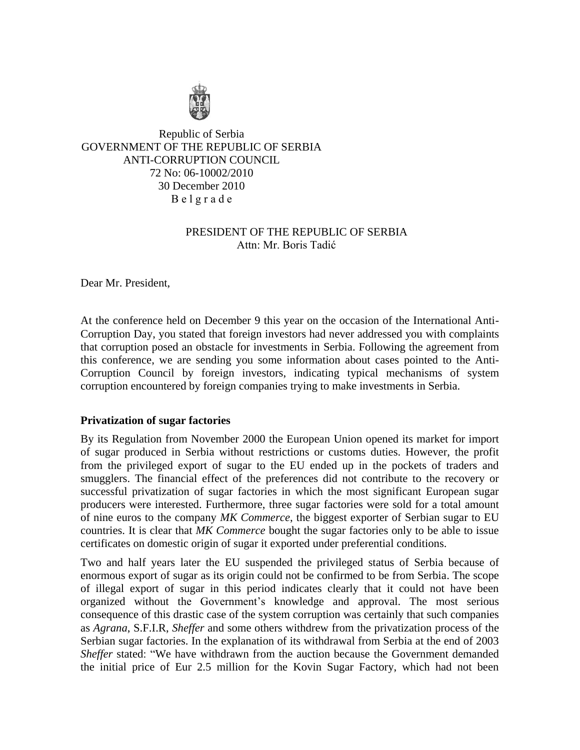Republic of Serbia
GOVERNMENT OF THE REPUBLIC OF SERBIA
ANTI-CORRUPTION COUNCIL
72 No: 06-10002/2010
30 December 2010
B e l g r a d e

PRESIDENT OF THE REPUBLIC OF SERBIA
Attn: Mr. Boris Tadić

Dear Mr. President,

At the conference held on December 9 this year on the occasion of the International Anti-Corruption Day, you stated that foreign investors had never addressed you with complaints that corruption posed an obstacle for investments in Serbia. Following the agreement from this conference, we are sending you some information about cases pointed to the Anti-Corruption Council by foreign investors, indicating typical mechanisms of system corruption encountered by foreign companies trying to make investments in Serbia.

**Privatization of sugar factories**

By its Regulation from November 2000 the European Union opened its market for import of sugar produced in Serbia without restrictions or customs duties. However, the profit from the privileged export of sugar to the EU ended up in the pockets of traders and smugglers. The financial effect of the preferences did not contribute to the recovery or successful privatization of sugar factories in which the most significant European sugar producers were interested. Furthermore, three sugar factories were sold for a total amount of nine euros to the company *MK Commerce*, the biggest exporter of Serbian sugar to EU countries. It is clear that *MK Commerce* bought the sugar factories only to be able to issue certificates on domestic origin of sugar it exported under preferential conditions.

Two and half years later the EU suspended the privileged status of Serbia because of enormous export of sugar as its origin could not be confirmed to be from Serbia. The scope of illegal export of sugar in this period indicates clearly that it could not have been organized without the Government's knowledge and approval. The most serious consequence of this drastic case of the system corruption was certainly that such companies as *Agrana*, S.F.I.R, *Sheffer* and some others withdrew from the privatization process of the Serbian sugar factories. In the explanation of its withdrawal from Serbia at the end of 2003 *Sheffer* stated: "We have withdrawn from the auction because the Government demanded the initial price of Eur 2.5 million for the Kovin Sugar Factory, which had not been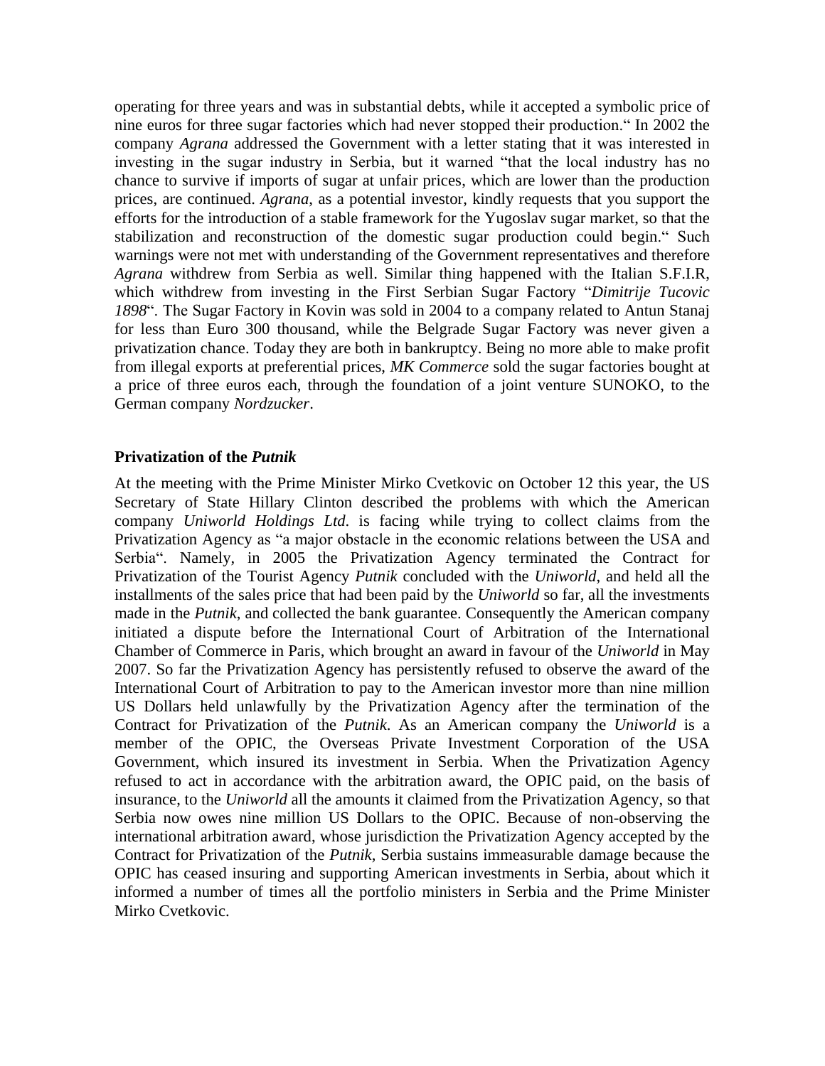operating for three years and was in substantial debts, while it accepted a symbolic price of nine euros for three sugar factories which had never stopped their production.“ In 2002 the company *Agrana* addressed the Government with a letter stating that it was interested in investing in the sugar industry in Serbia, but it warned “that the local industry has no chance to survive if imports of sugar at unfair prices, which are lower than the production prices, are continued. *Agrana*, as a potential investor, kindly requests that you support the efforts for the introduction of a stable framework for the Yugoslav sugar market, so that the stabilization and reconstruction of the domestic sugar production could begin.“ Such warnings were not met with understanding of the Government representatives and therefore *Agrana* withdrew from Serbia as well. Similar thing happened with the Italian S.F.I.R, which withdrew from investing in the First Serbian Sugar Factory “*Dimitrije Tucovic 1898*“. The Sugar Factory in Kovin was sold in 2004 to a company related to Antun Stanaj for less than Euro 300 thousand, while the Belgrade Sugar Factory was never given a privatization chance. Today they are both in bankruptcy. Being no more able to make profit from illegal exports at preferential prices, *MK Commerce* sold the sugar factories bought at a price of three euros each, through the foundation of a joint venture SUNOKO, to the German company *Nordzucker*.

**Privatization of the *Putnik***

At the meeting with the Prime Minister Mirko Cvetkovic on October 12 this year, the US Secretary of State Hillary Clinton described the problems with which the American company *Uniworld Holdings Ltd.* is facing while trying to collect claims from the Privatization Agency as “a major obstacle in the economic relations between the USA and Serbia“. Namely, in 2005 the Privatization Agency terminated the Contract for Privatization of the Tourist Agency *Putnik* concluded with the *Uniworld*, and held all the installments of the sales price that had been paid by the *Uniworld* so far, all the investments made in the *Putnik*, and collected the bank guarantee. Consequently the American company initiated a dispute before the International Court of Arbitration of the International Chamber of Commerce in Paris, which brought an award in favour of the *Uniworld* in May 2007. So far the Privatization Agency has persistently refused to observe the award of the International Court of Arbitration to pay to the American investor more than nine million US Dollars held unlawfully by the Privatization Agency after the termination of the Contract for Privatization of the *Putnik*. As an American company the *Uniworld* is a member of the OPIC, the Overseas Private Investment Corporation of the USA Government, which insured its investment in Serbia. When the Privatization Agency refused to act in accordance with the arbitration award, the OPIC paid, on the basis of insurance, to the *Uniworld* all the amounts it claimed from the Privatization Agency, so that Serbia now owes nine million US Dollars to the OPIC. Because of non-observing the international arbitration award, whose jurisdiction the Privatization Agency accepted by the Contract for Privatization of the *Putnik*, Serbia sustains immeasurable damage because the OPIC has ceased insuring and supporting American investments in Serbia, about which it informed a number of times all the portfolio ministers in Serbia and the Prime Minister Mirko Cvetkovic.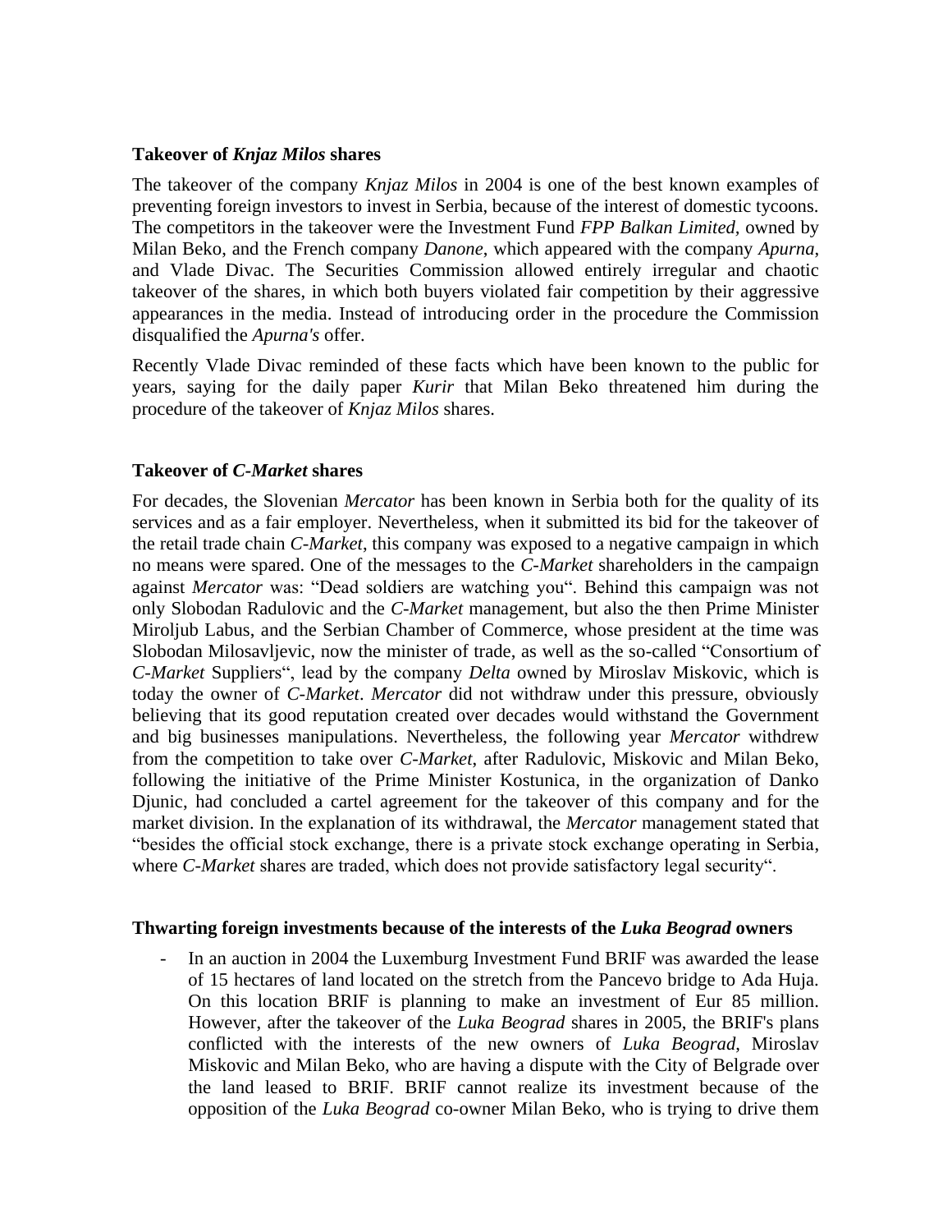**Takeover of *Knjaz Milos* shares**

The takeover of the company *Knjaz Milos* in 2004 is one of the best known examples of preventing foreign investors to invest in Serbia, because of the interest of domestic tycoons. The competitors in the takeover were the Investment Fund *FPP Balkan Limited*, owned by Milan Beko, and the French company *Danone*, which appeared with the company *Apurna*, and Vlade Divac. The Securities Commission allowed entirely irregular and chaotic takeover of the shares, in which both buyers violated fair competition by their aggressive appearances in the media. Instead of introducing order in the procedure the Commission disqualified the *Apurna's* offer.

Recently Vlade Divac reminded of these facts which have been known to the public for years, saying for the daily paper *Kurir* that Milan Beko threatened him during the procedure of the takeover of *Knjaz Milos* shares.

**Takeover of *C-Market* shares**

For decades, the Slovenian *Mercator* has been known in Serbia both for the quality of its services and as a fair employer. Nevertheless, when it submitted its bid for the takeover of the retail trade chain *C-Market*, this company was exposed to a negative campaign in which no means were spared. One of the messages to the *C-Market* shareholders in the campaign against *Mercator* was: "Dead soldiers are watching you". Behind this campaign was not only Slobodan Radulovic and the *C-Market* management, but also the then Prime Minister Miroljub Labus, and the Serbian Chamber of Commerce, whose president at the time was Slobodan Milosavljevic, now the minister of trade, as well as the so-called "Consortium of *C-Market* Suppliers", lead by the company *Delta* owned by Miroslav Miskovic, which is today the owner of *C-Market*. *Mercator* did not withdraw under this pressure, obviously believing that its good reputation created over decades would withstand the Government and big businesses manipulations. Nevertheless, the following year *Mercator* withdrew from the competition to take over *C-Market*, after Radulovic, Miskovic and Milan Beko, following the initiative of the Prime Minister Kostunica, in the organization of Danko Djunic, had concluded a cartel agreement for the takeover of this company and for the market division. In the explanation of its withdrawal, the *Mercator* management stated that "besides the official stock exchange, there is a private stock exchange operating in Serbia, where *C-Market* shares are traded, which does not provide satisfactory legal security".

**Thwarting foreign investments because of the interests of the *Luka Beograd* owners**

- In an auction in 2004 the Luxemburg Investment Fund BRIF was awarded the lease of 15 hectares of land located on the stretch from the Pancevo bridge to Ada Huja. On this location BRIF is planning to make an investment of Eur 85 million. However, after the takeover of the *Luka Beograd* shares in 2005, the BRIF's plans conflicted with the interests of the new owners of *Luka Beograd*, Miroslav Miskovic and Milan Beko, who are having a dispute with the City of Belgrade over the land leased to BRIF. BRIF cannot realize its investment because of the opposition of the *Luka Beograd* co-owner Milan Beko, who is trying to drive them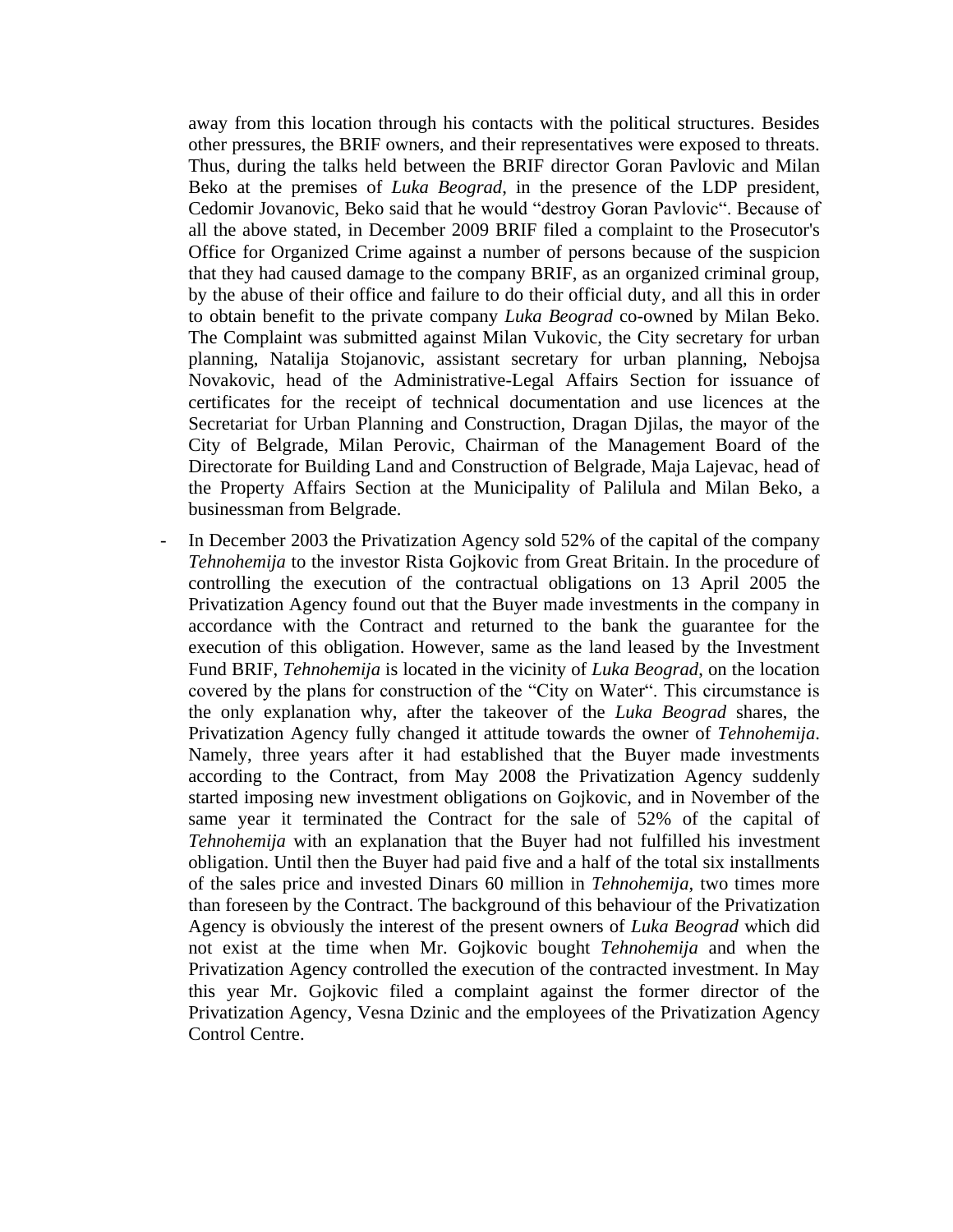away from this location through his contacts with the political structures. Besides other pressures, the BRIF owners, and their representatives were exposed to threats. Thus, during the talks held between the BRIF director Goran Pavlovic and Milan Beko at the premises of *Luka Beograd*, in the presence of the LDP president, Cedomir Jovanovic, Beko said that he would "destroy Goran Pavlovic". Because of all the above stated, in December 2009 BRIF filed a complaint to the Prosecutor's Office for Organized Crime against a number of persons because of the suspicion that they had caused damage to the company BRIF, as an organized criminal group, by the abuse of their office and failure to do their official duty, and all this in order to obtain benefit to the private company *Luka Beograd* co-owned by Milan Beko. The Complaint was submitted against Milan Vukovic, the City secretary for urban planning, Natalija Stojanovic, assistant secretary for urban planning, Nebojsa Novakovic, head of the Administrative-Legal Affairs Section for issuance of certificates for the receipt of technical documentation and use licences at the Secretariat for Urban Planning and Construction, Dragan Djilas, the mayor of the City of Belgrade, Milan Perovic, Chairman of the Management Board of the Directorate for Building Land and Construction of Belgrade, Maja Lajevac, head of the Property Affairs Section at the Municipality of Palilula and Milan Beko, a businessman from Belgrade.

- In December 2003 the Privatization Agency sold 52% of the capital of the company *Tehnohemija* to the investor Rista Gojkovic from Great Britain. In the procedure of controlling the execution of the contractual obligations on 13 April 2005 the Privatization Agency found out that the Buyer made investments in the company in accordance with the Contract and returned to the bank the guarantee for the execution of this obligation. However, same as the land leased by the Investment Fund BRIF, *Tehnohemija* is located in the vicinity of *Luka Beograd*, on the location covered by the plans for construction of the "City on Water". This circumstance is the only explanation why, after the takeover of the *Luka Beograd* shares, the Privatization Agency fully changed it attitude towards the owner of *Tehnohemija*. Namely, three years after it had established that the Buyer made investments according to the Contract, from May 2008 the Privatization Agency suddenly started imposing new investment obligations on Gojkovic, and in November of the same year it terminated the Contract for the sale of 52% of the capital of *Tehnohemija* with an explanation that the Buyer had not fulfilled his investment obligation. Until then the Buyer had paid five and a half of the total six installments of the sales price and invested Dinars 60 million in *Tehnohemija*, two times more than foreseen by the Contract. The background of this behaviour of the Privatization Agency is obviously the interest of the present owners of *Luka Beograd* which did not exist at the time when Mr. Gojkovic bought *Tehnohemija* and when the Privatization Agency controlled the execution of the contracted investment. In May this year Mr. Gojkovic filed a complaint against the former director of the Privatization Agency, Vesna Dzinic and the employees of the Privatization Agency Control Centre.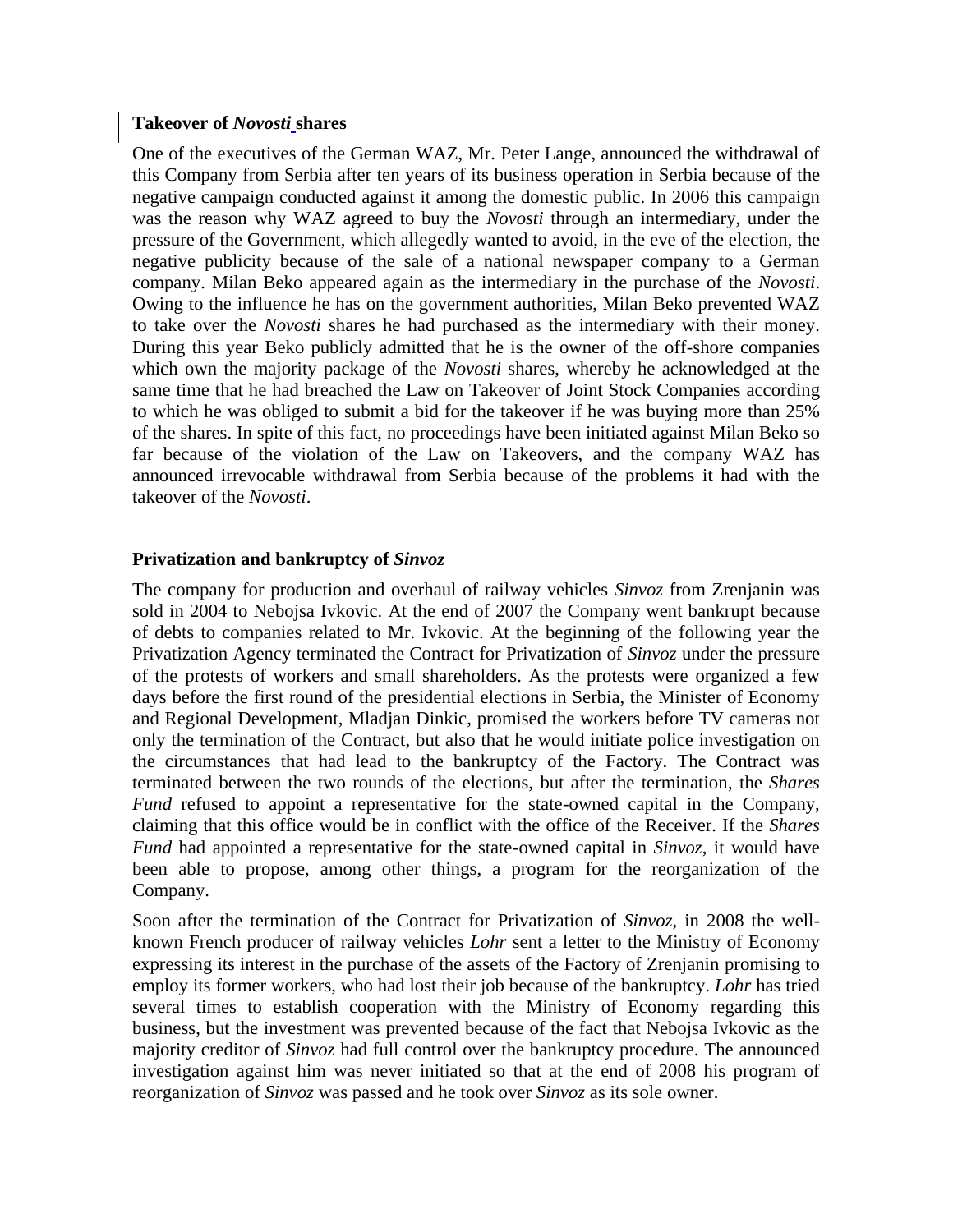**Takeover of *Novosti* shares**

One of the executives of the German WAZ, Mr. Peter Lange, announced the withdrawal of this Company from Serbia after ten years of its business operation in Serbia because of the negative campaign conducted against it among the domestic public. In 2006 this campaign was the reason why WAZ agreed to buy the *Novosti* through an intermediary, under the pressure of the Government, which allegedly wanted to avoid, in the eve of the election, the negative publicity because of the sale of a national newspaper company to a German company. Milan Beko appeared again as the intermediary in the purchase of the *Novosti*. Owing to the influence he has on the government authorities, Milan Beko prevented WAZ to take over the *Novosti* shares he had purchased as the intermediary with their money. During this year Beko publicly admitted that he is the owner of the off-shore companies which own the majority package of the *Novosti* shares, whereby he acknowledged at the same time that he had breached the Law on Takeover of Joint Stock Companies according to which he was obliged to submit a bid for the takeover if he was buying more than 25% of the shares. In spite of this fact, no proceedings have been initiated against Milan Beko so far because of the violation of the Law on Takeovers, and the company WAZ has announced irrevocable withdrawal from Serbia because of the problems it had with the takeover of the *Novosti*.

**Privatization and bankruptcy of *Sinvoz***

The company for production and overhaul of railway vehicles *Sinvoz* from Zrenjanin was sold in 2004 to Nebojsa Ivkovic. At the end of 2007 the Company went bankrupt because of debts to companies related to Mr. Ivkovic. At the beginning of the following year the Privatization Agency terminated the Contract for Privatization of *Sinvoz* under the pressure of the protests of workers and small shareholders. As the protests were organized a few days before the first round of the presidential elections in Serbia, the Minister of Economy and Regional Development, Mladjan Dinkic, promised the workers before TV cameras not only the termination of the Contract, but also that he would initiate police investigation on the circumstances that had lead to the bankruptcy of the Factory. The Contract was terminated between the two rounds of the elections, but after the termination, the *Shares Fund* refused to appoint a representative for the state-owned capital in the Company, claiming that this office would be in conflict with the office of the Receiver. If the *Shares Fund* had appointed a representative for the state-owned capital in *Sinvoz*, it would have been able to propose, among other things, a program for the reorganization of the Company.

Soon after the termination of the Contract for Privatization of *Sinvoz*, in 2008 the well-known French producer of railway vehicles *Lohr* sent a letter to the Ministry of Economy expressing its interest in the purchase of the assets of the Factory of Zrenjanin promising to employ its former workers, who had lost their job because of the bankruptcy. *Lohr* has tried several times to establish cooperation with the Ministry of Economy regarding this business, but the investment was prevented because of the fact that Nebojsa Ivkovic as the majority creditor of *Sinvoz* had full control over the bankruptcy procedure. The announced investigation against him was never initiated so that at the end of 2008 his program of reorganization of *Sinvoz* was passed and he took over *Sinvoz* as its sole owner.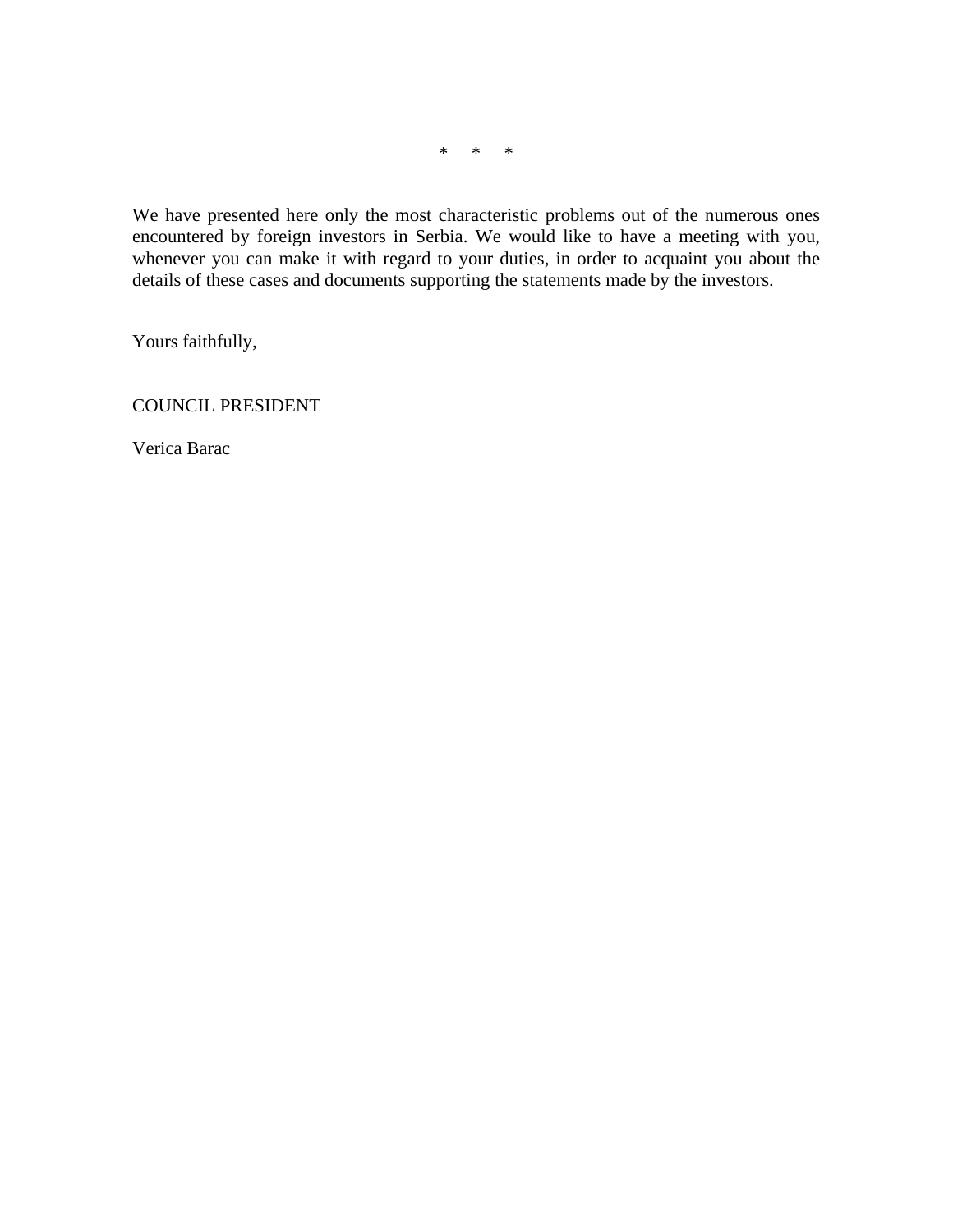<p align="center">* * *</p>

We have presented here only the most characteristic problems out of the numerous ones encountered by foreign investors in Serbia. We would like to have a meeting with you, whenever you can make it with regard to your duties, in order to acquaint you about the details of these cases and documents supporting the statements made by the investors.

Yours faithfully,

COUNCIL PRESIDENT

Verica Barac